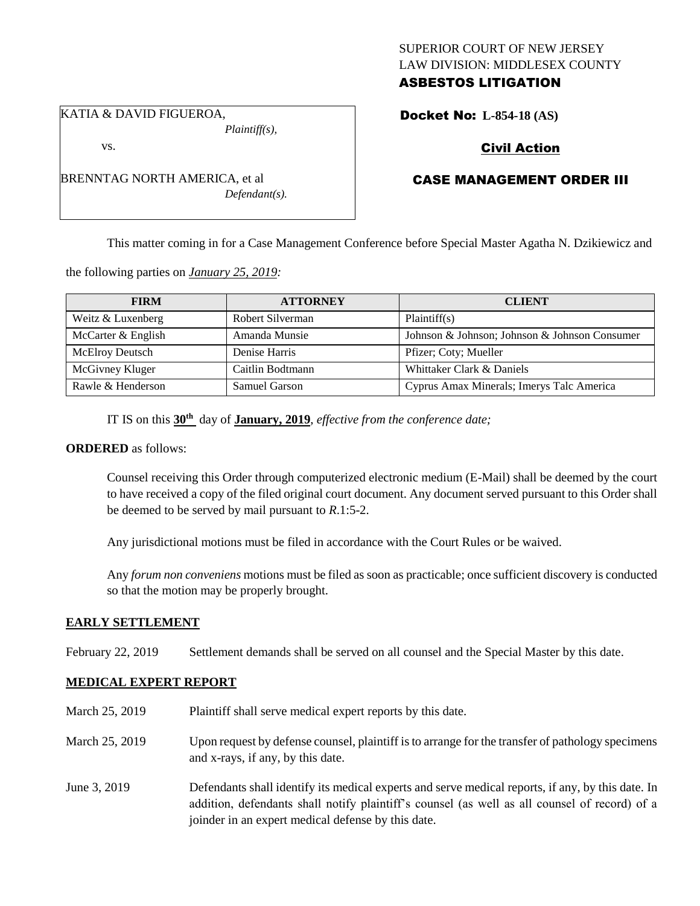SUPERIOR COURT OF NEW JERSEY
LAW DIVISION: MIDDLESEX COUNTY
**ASBESTOS LITIGATION**

KATIA & DAVID FIGUEROA,
*Plaintiff(s),*

vs.

BRENNTAG NORTH AMERICA, et al
*Defendant(s).*

**Docket No: L-854-18 (AS)**

**Civil Action**

**CASE MANAGEMENT ORDER III**

This matter coming in for a Case Management Conference before Special Master Agatha N. Dzikiewicz and the following parties on *January 25, 2019:*

| FIRM | ATTORNEY | CLIENT |
| --- | --- | --- |
| Weitz & Luxenberg | Robert Silverman | Plaintiff(s) |
| McCarter & English | Amanda Munsie | Johnson & Johnson; Johnson & Johnson Consumer |
| McElroy Deutsch | Denise Harris | Pfizer; Coty; Mueller |
| McGivney Kluger | Caitlin Bodtmann | Whittaker Clark & Daniels |
| Rawle & Henderson | Samuel Garson | Cyprus Amax Minerals; Imerys Talc America |

IT IS on this **30th** day of **January, 2019**, *effective from the conference date;*

**ORDERED** as follows:

Counsel receiving this Order through computerized electronic medium (E-Mail) shall be deemed by the court to have received a copy of the filed original court document. Any document served pursuant to this Order shall be deemed to be served by mail pursuant to *R*.1:5-2.

Any jurisdictional motions must be filed in accordance with the Court Rules or be waived.

Any *forum non conveniens* motions must be filed as soon as practicable; once sufficient discovery is conducted so that the motion may be properly brought.

**EARLY SETTLEMENT**

February 22, 2019 Settlement demands shall be served on all counsel and the Special Master by this date.

**MEDICAL EXPERT REPORT**

March 25, 2019 Plaintiff shall serve medical expert reports by this date.

March 25, 2019 Upon request by defense counsel, plaintiff is to arrange for the transfer of pathology specimens and x-rays, if any, by this date.

June 3, 2019 Defendants shall identify its medical experts and serve medical reports, if any, by this date. In addition, defendants shall notify plaintiff's counsel (as well as all counsel of record) of a joinder in an expert medical defense by this date.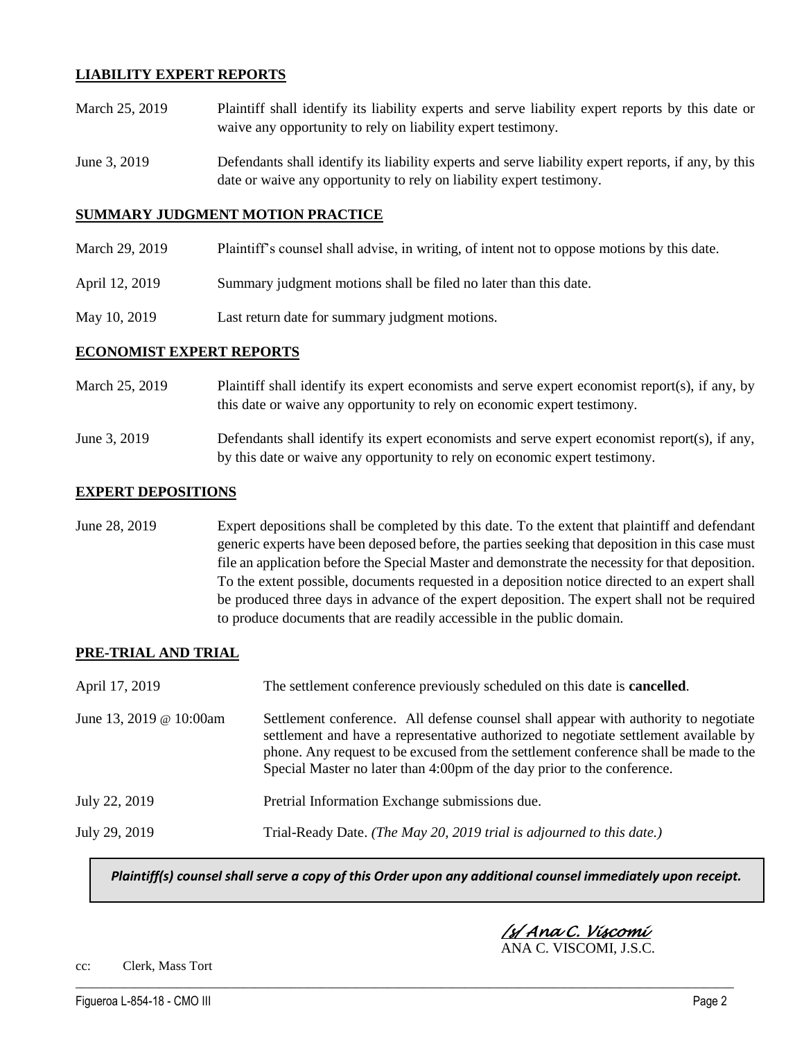## LIABILITY EXPERT REPORTS

| | |
|---|---|
| March 25, 2019 | Plaintiff shall identify its liability experts and serve liability expert reports by this date or waive any opportunity to rely on liability expert testimony. |
| June 3, 2019 | Defendants shall identify its liability experts and serve liability expert reports, if any, by this date or waive any opportunity to rely on liability expert testimony. |

## SUMMARY JUDGMENT MOTION PRACTICE

| | |
|---|---|
| March 29, 2019 | Plaintiff's counsel shall advise, in writing, of intent not to oppose motions by this date. |
| April 12, 2019 | Summary judgment motions shall be filed no later than this date. |
| May 10, 2019 | Last return date for summary judgment motions. |

## ECONOMIST EXPERT REPORTS

| | |
|---|---|
| March 25, 2019 | Plaintiff shall identify its expert economists and serve expert economist report(s), if any, by this date or waive any opportunity to rely on economic expert testimony. |
| June 3, 2019 | Defendants shall identify its expert economists and serve expert economist report(s), if any, by this date or waive any opportunity to rely on economic expert testimony. |

## EXPERT DEPOSITIONS

| | |
|---|---|
| June 28, 2019 | Expert depositions shall be completed by this date. To the extent that plaintiff and defendant generic experts have been deposed before, the parties seeking that deposition in this case must file an application before the Special Master and demonstrate the necessity for that deposition. To the extent possible, documents requested in a deposition notice directed to an expert shall be produced three days in advance of the expert deposition. The expert shall not be required to produce documents that are readily accessible in the public domain. |

## PRE-TRIAL AND TRIAL

| | |
|---|---|
| April 17, 2019 | The settlement conference previously scheduled on this date is **cancelled**. |
| June 13, 2019 @ 10:00am | Settlement conference. All defense counsel shall appear with authority to negotiate settlement and have a representative authorized to negotiate settlement available by phone. Any request to be excused from the settlement conference shall be made to the Special Master no later than 4:00pm of the day prior to the conference. |
| July 22, 2019 | Pretrial Information Exchange submissions due. |
| July 29, 2019 | Trial-Ready Date. *(The May 20, 2019 trial is adjourned to this date.)* |

***Plaintiff(s) counsel shall serve a copy of this Order upon any additional counsel immediately upon receipt.***

*/s/ Ana C. Viscomi*
ANA C. VISCOMI, J.S.C.

cc: Clerk, Mass Tort